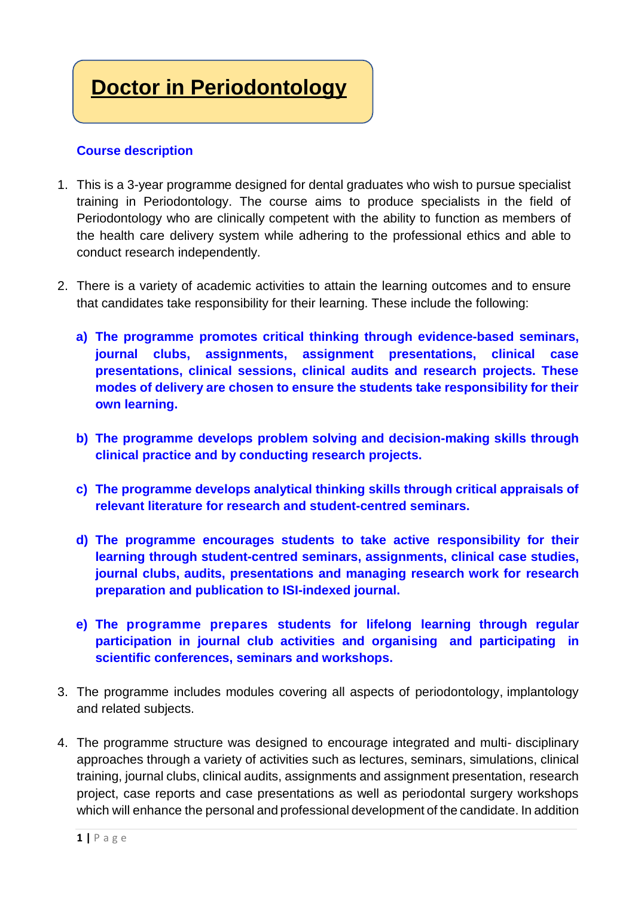# Doctor in Periodontology

## Course description

1. This is a 3-year programme designed for dental graduates who wish to pursue specialist training in Periodontology. The course aims to produce specialists in the field of Periodontology who are clinically competent with the ability to function as members of the health care delivery system while adhering to the professional ethics and able to conduct research independently.

2. There is a variety of academic activities to attain the learning outcomes and to ensure that candidates take responsibility for their learning. These include the following:

   a) **The programme promotes critical thinking through evidence-based seminars, journal clubs, assignments, assignment presentations, clinical case presentations, clinical sessions, clinical audits and research projects. These modes of delivery are chosen to ensure the students take responsibility for their own learning.**

   b) **The programme develops problem solving and decision-making skills through clinical practice and by conducting research projects.**

   c) **The programme develops analytical thinking skills through critical appraisals of relevant literature for research and student-centred seminars.**

   d) **The programme encourages students to take active responsibility for their learning through student-centred seminars, assignments, clinical case studies, journal clubs, audits, presentations and managing research work for research preparation and publication to ISI-indexed journal.**

   e) **The programme prepares students for lifelong learning through regular participation in journal club activities and organising and participating in scientific conferences, seminars and workshops.**

3. The programme includes modules covering all aspects of periodontology, implantology and related subjects.

4. The programme structure was designed to encourage integrated and multi- disciplinary approaches through a variety of activities such as lectures, seminars, simulations, clinical training, journal clubs, clinical audits, assignments and assignment presentation, research project, case reports and case presentations as well as periodontal surgery workshops which will enhance the personal and professional development of the candidate. In addition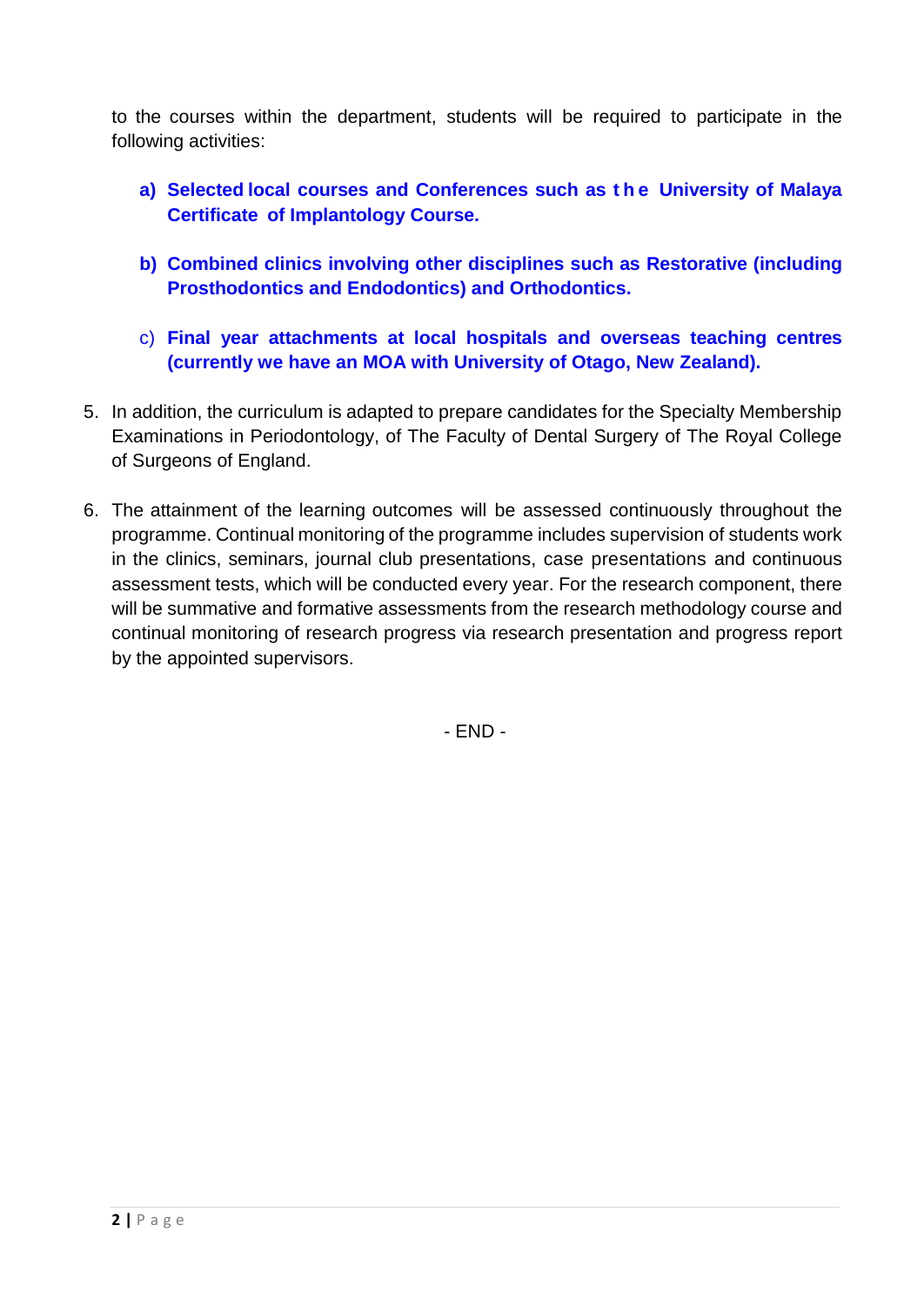to the courses within the department, students will be required to participate in the following activities:

a) **Selected local courses and Conferences such as the University of Malaya Certificate of Implantology Course.**

b) **Combined clinics involving other disciplines such as Restorative (including Prosthodontics and Endodontics) and Orthodontics.**

c) **Final year attachments at local hospitals and overseas teaching centres (currently we have an MOA with University of Otago, New Zealand).**

5. In addition, the curriculum is adapted to prepare candidates for the Specialty Membership Examinations in Periodontology, of The Faculty of Dental Surgery of The Royal College of Surgeons of England.

6. The attainment of the learning outcomes will be assessed continuously throughout the programme. Continual monitoring of the programme includes supervision of students work in the clinics, seminars, journal club presentations, case presentations and continuous assessment tests, which will be conducted every year. For the research component, there will be summative and formative assessments from the research methodology course and continual monitoring of research progress via research presentation and progress report by the appointed supervisors.

- END -